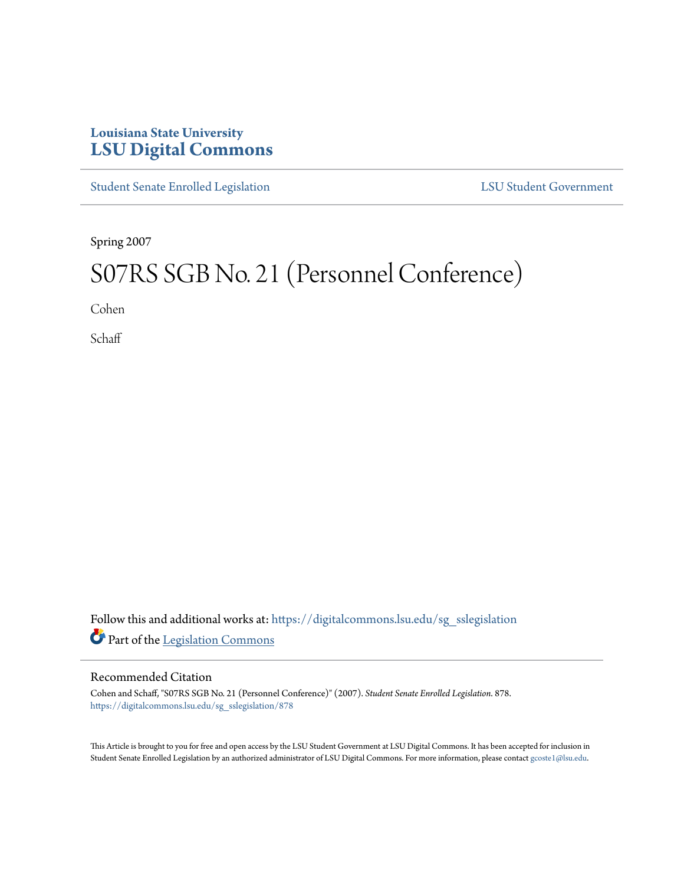Louisiana State University

# LSU Digital Commons

Student Senate Enrolled Legislation | LSU Student Government

Spring 2007

# S07RS SGB No. 21 (Personnel Conference)

Cohen

Schaff

Follow this and additional works at: https://digitalcommons.lsu.edu/sg_sslegislation

Part of the Legislation Commons

## Recommended Citation

Cohen and Schaff, "S07RS SGB No. 21 (Personnel Conference)" (2007). *Student Senate Enrolled Legislation*. 878.
https://digitalcommons.lsu.edu/sg_sslegislation/878

This Article is brought to you for free and open access by the LSU Student Government at LSU Digital Commons. It has been accepted for inclusion in Student Senate Enrolled Legislation by an authorized administrator of LSU Digital Commons. For more information, please contact gcoste1@lsu.edu.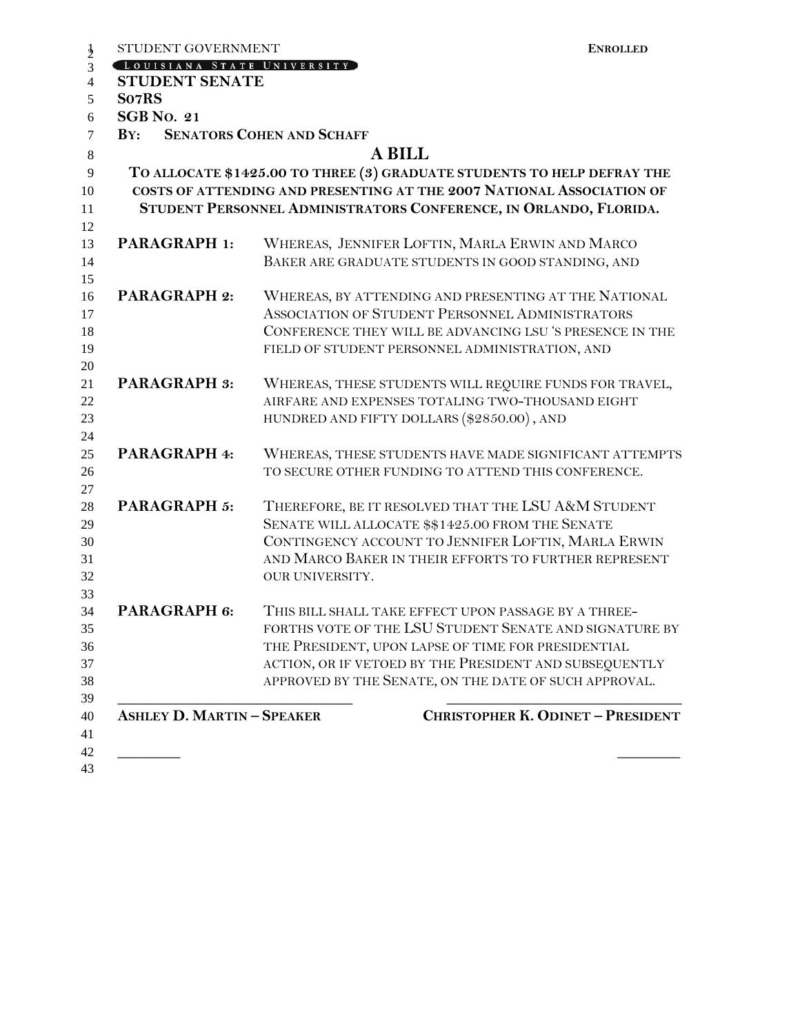STUDENT GOVERNMENT **ENROLLED**

LOUISIANA STATE UNIVERSITY

**STUDENT SENATE**

**S07RS**

**SGB NO. 21**

**BY: SENATORS COHEN AND SCHAFF**

# A BILL

**TO ALLOCATE $1425.00 TO THREE (3) GRADUATE STUDENTS TO HELP DEFRAY THE COSTS OF ATTENDING AND PRESENTING AT THE 2007 NATIONAL ASSOCIATION OF STUDENT PERSONNEL ADMINISTRATORS CONFERENCE, IN ORLANDO, FLORIDA.**

**PARAGRAPH 1:** WHEREAS, JENNIFER LOFTIN, MARLA ERWIN AND MARCO BAKER ARE GRADUATE STUDENTS IN GOOD STANDING, AND

**PARAGRAPH 2:** WHEREAS, BY ATTENDING AND PRESENTING AT THE NATIONAL ASSOCIATION OF STUDENT PERSONNEL ADMINISTRATORS CONFERENCE THEY WILL BE ADVANCING LSU 'S PRESENCE IN THE FIELD OF STUDENT PERSONNEL ADMINISTRATION, AND

**PARAGRAPH 3:** WHEREAS, THESE STUDENTS WILL REQUIRE FUNDS FOR TRAVEL, AIRFARE AND EXPENSES TOTALING TWO-THOUSAND EIGHT HUNDRED AND FIFTY DOLLARS ($2850.00) , AND

**PARAGRAPH 4:** WHEREAS, THESE STUDENTS HAVE MADE SIGNIFICANT ATTEMPTS TO SECURE OTHER FUNDING TO ATTEND THIS CONFERENCE.

**PARAGRAPH 5:** THEREFORE, BE IT RESOLVED THAT THE LSU A&M STUDENT SENATE WILL ALLOCATE $$1425.00 FROM THE SENATE CONTINGENCY ACCOUNT TO JENNIFER LOFTIN, MARLA ERWIN AND MARCO BAKER IN THEIR EFFORTS TO FURTHER REPRESENT OUR UNIVERSITY.

**PARAGRAPH 6:** THIS BILL SHALL TAKE EFFECT UPON PASSAGE BY A THREE-FORTHS VOTE OF THE LSU STUDENT SENATE AND SIGNATURE BY THE PRESIDENT, UPON LAPSE OF TIME FOR PRESIDENTIAL ACTION, OR IF VETOED BY THE PRESIDENT AND SUBSEQUENTLY APPROVED BY THE SENATE, ON THE DATE OF SUCH APPROVAL.

______________________________ ______________________________

**ASHLEY D. MARTIN – SPEAKER** **CHRISTOPHER K. ODINET – PRESIDENT**

________ ________